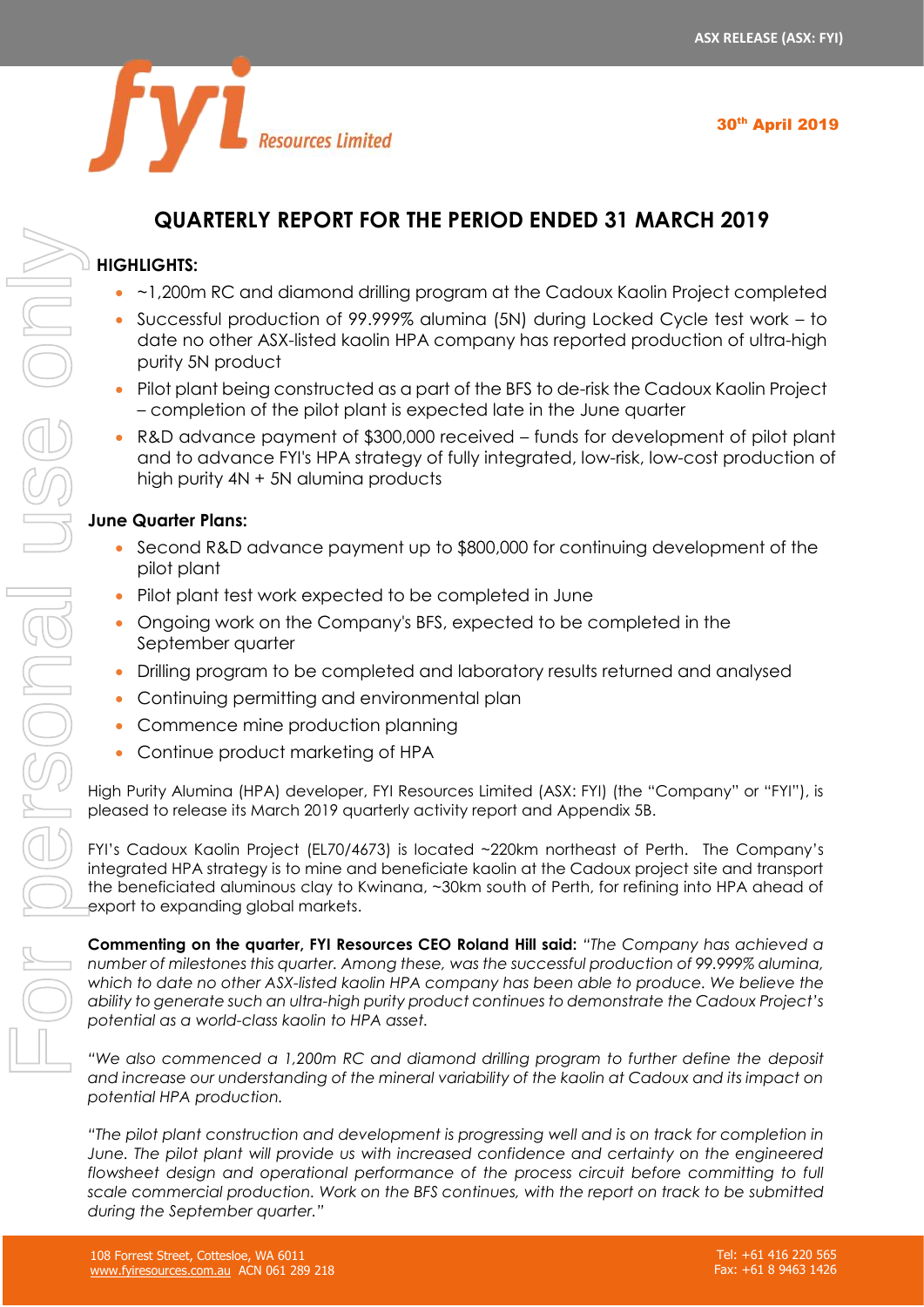ASX RELEASE (ASX: FYI)

30th April 2019

# QUARTERLY REPORT FOR THE PERIOD ENDED 31 MARCH 2019

## HIGHLIGHTS:

- ~1,200m RC and diamond drilling program at the Cadoux Kaolin Project completed
- Successful production of 99.999% alumina (5N) during Locked Cycle test work – to date no other ASX-listed kaolin HPA company has reported production of ultra-high purity 5N product
- Pilot plant being constructed as a part of the BFS to de-risk the Cadoux Kaolin Project – completion of the pilot plant is expected late in the June quarter
- R&D advance payment of $300,000 received – funds for development of pilot plant and to advance FYI's HPA strategy of fully integrated, low-risk, low-cost production of high purity 4N + 5N alumina products

### June Quarter Plans:

- Second R&D advance payment up to $800,000 for continuing development of the pilot plant
- Pilot plant test work expected to be completed in June
- Ongoing work on the Company's BFS, expected to be completed in the September quarter
- Drilling program to be completed and laboratory results returned and analysed
- Continuing permitting and environmental plan
- Commence mine production planning
- Continue product marketing of HPA

High Purity Alumina (HPA) developer, FYI Resources Limited (ASX: FYI) (the "Company" or "FYI"), is pleased to release its March 2019 quarterly activity report and Appendix 5B.

FYI's Cadoux Kaolin Project (EL70/4673) is located ~220km northeast of Perth. The Company's integrated HPA strategy is to mine and beneficiate kaolin at the Cadoux project site and transport the beneficiated aluminous clay to Kwinana, ~30km south of Perth, for refining into HPA ahead of export to expanding global markets.

**Commenting on the quarter, FYI Resources CEO Roland Hill said:** *"The Company has achieved a number of milestones this quarter. Among these, was the successful production of 99.999% alumina, which to date no other ASX-listed kaolin HPA company has been able to produce. We believe the ability to generate such an ultra-high purity product continues to demonstrate the Cadoux Project's potential as a world-class kaolin to HPA asset.*

*"We also commenced a 1,200m RC and diamond drilling program to further define the deposit and increase our understanding of the mineral variability of the kaolin at Cadoux and its impact on potential HPA production.*

*"The pilot plant construction and development is progressing well and is on track for completion in June. The pilot plant will provide us with increased confidence and certainty on the engineered flowsheet design and operational performance of the process circuit before committing to full scale commercial production. Work on the BFS continues, with the report on track to be submitted during the September quarter."*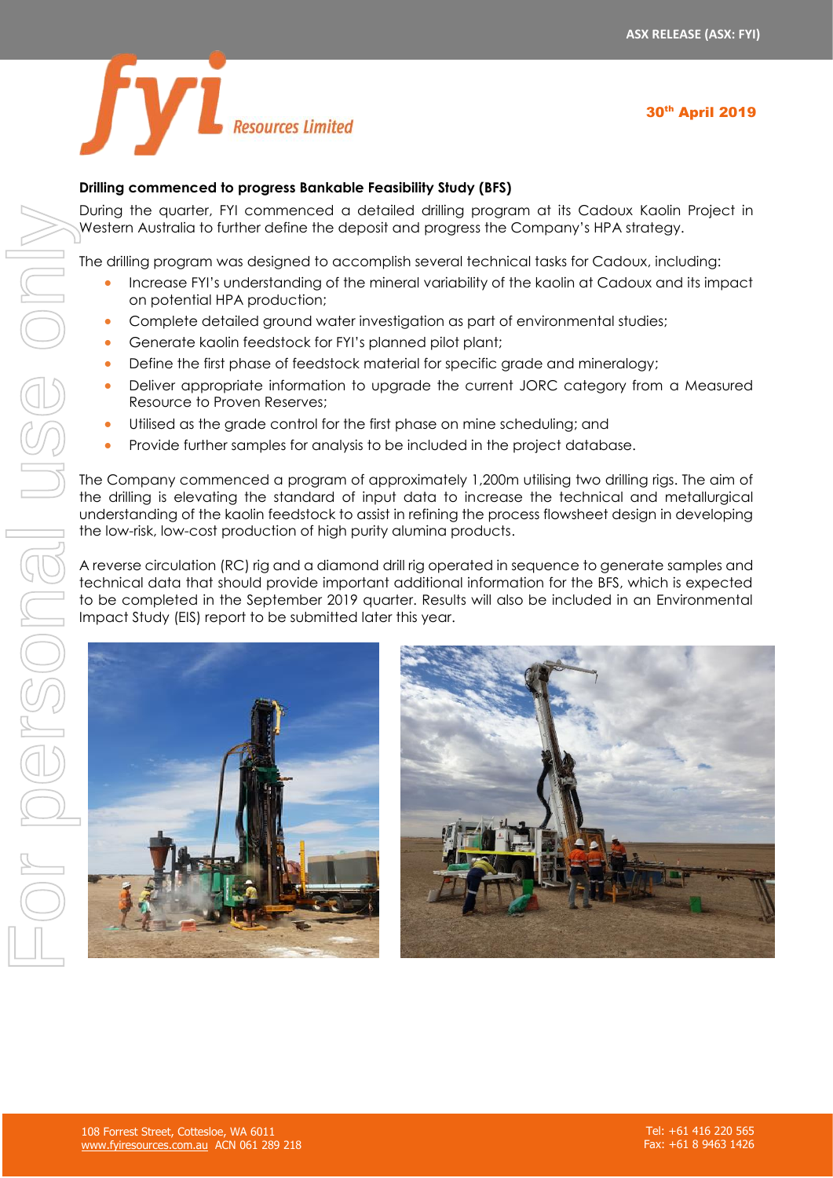**Drilling commenced to progress Bankable Feasibility Study (BFS)**

During the quarter, FYI commenced a detailed drilling program at its Cadoux Kaolin Project in Western Australia to further define the deposit and progress the Company's HPA strategy.

The drilling program was designed to accomplish several technical tasks for Cadoux, including:

- Increase FYI's understanding of the mineral variability of the kaolin at Cadoux and its impact on potential HPA production;
- Complete detailed ground water investigation as part of environmental studies;
- Generate kaolin feedstock for FYI's planned pilot plant;
- Define the first phase of feedstock material for specific grade and mineralogy;
- Deliver appropriate information to upgrade the current JORC category from a Measured Resource to Proven Reserves;
- Utilised as the grade control for the first phase on mine scheduling; and
- Provide further samples for analysis to be included in the project database.

The Company commenced a program of approximately 1,200m utilising two drilling rigs. The aim of the drilling is elevating the standard of input data to increase the technical and metallurgical understanding of the kaolin feedstock to assist in refining the process flowsheet design in developing the low-risk, low-cost production of high purity alumina products.

A reverse circulation (RC) rig and a diamond drill rig operated in sequence to generate samples and technical data that should provide important additional information for the BFS, which is expected to be completed in the September 2019 quarter. Results will also be included in an Environmental Impact Study (EIS) report to be submitted later this year.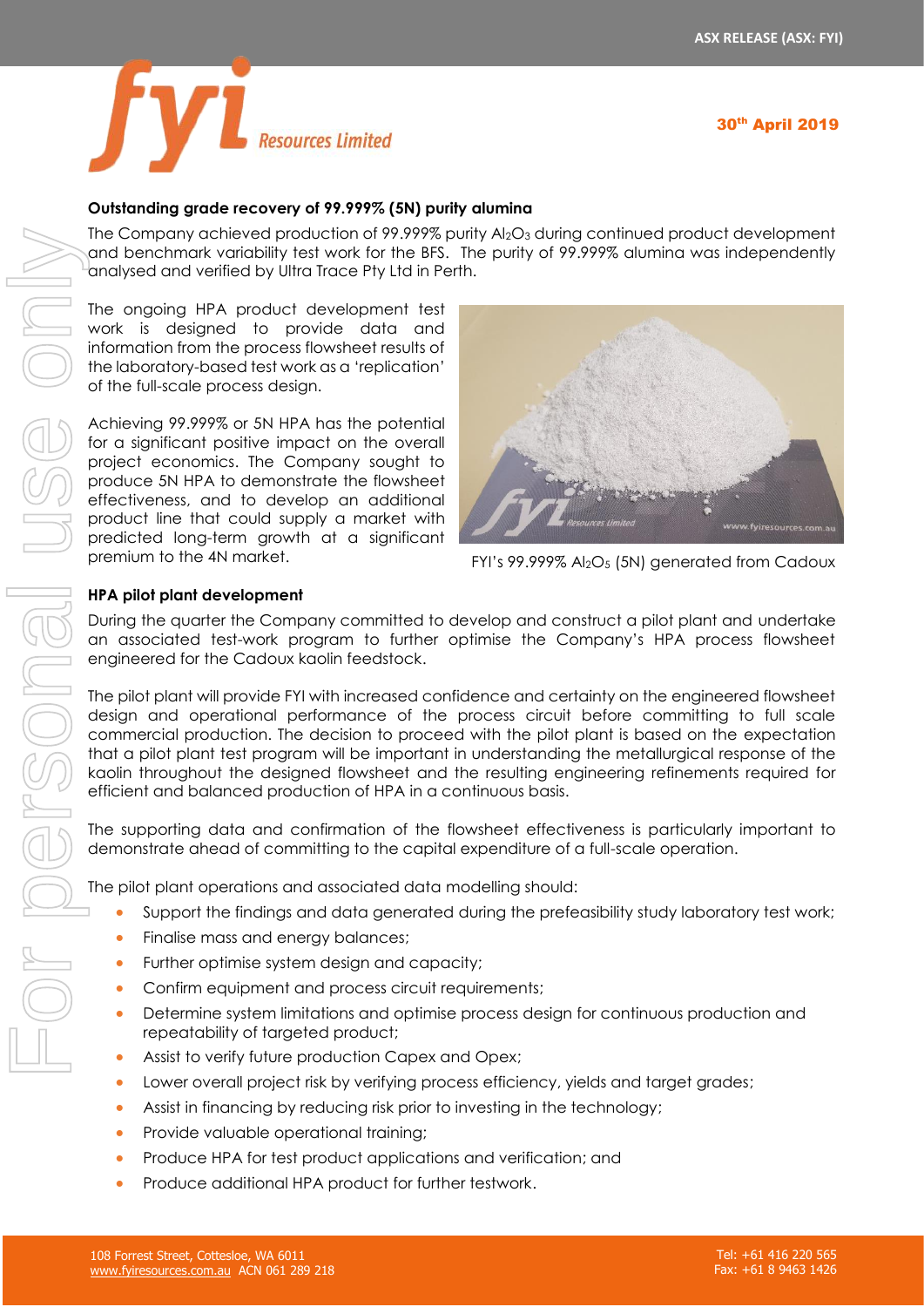### Outstanding grade recovery of 99.999% (5N) purity alumina

The Company achieved production of 99.999% purity $Al_2O_3$ during continued product development and benchmark variability test work for the BFS. The purity of 99.999% alumina was independently analysed and verified by Ultra Trace Pty Ltd in Perth.

The ongoing HPA product development test work is designed to provide data and information from the process flowsheet results of the laboratory-based test work as a 'replication' of the full-scale process design.

Achieving 99.999% or 5N HPA has the potential for a significant positive impact on the overall project economics. The Company sought to produce 5N HPA to demonstrate the flowsheet effectiveness, and to develop an additional product line that could supply a market with predicted long-term growth at a significant premium to the 4N market.

FYI's 99.999% $Al_2O_5$ (5N) generated from Cadoux

### HPA pilot plant development

During the quarter the Company committed to develop and construct a pilot plant and undertake an associated test-work program to further optimise the Company's HPA process flowsheet engineered for the Cadoux kaolin feedstock.

The pilot plant will provide FYI with increased confidence and certainty on the engineered flowsheet design and operational performance of the process circuit before committing to full scale commercial production. The decision to proceed with the pilot plant is based on the expectation that a pilot plant test program will be important in understanding the metallurgical response of the kaolin throughout the designed flowsheet and the resulting engineering refinements required for efficient and balanced production of HPA in a continuous basis.

The supporting data and confirmation of the flowsheet effectiveness is particularly important to demonstrate ahead of committing to the capital expenditure of a full-scale operation.

The pilot plant operations and associated data modelling should:

- Support the findings and data generated during the prefeasibility study laboratory test work;
- Finalise mass and energy balances;
- Further optimise system design and capacity;
- Confirm equipment and process circuit requirements;
- Determine system limitations and optimise process design for continuous production and repeatability of targeted product;
- Assist to verify future production Capex and Opex;
- Lower overall project risk by verifying process efficiency, yields and target grades;
- Assist in financing by reducing risk prior to investing in the technology;
- Provide valuable operational training;
- Produce HPA for test product applications and verification; and
- Produce additional HPA product for further testwork.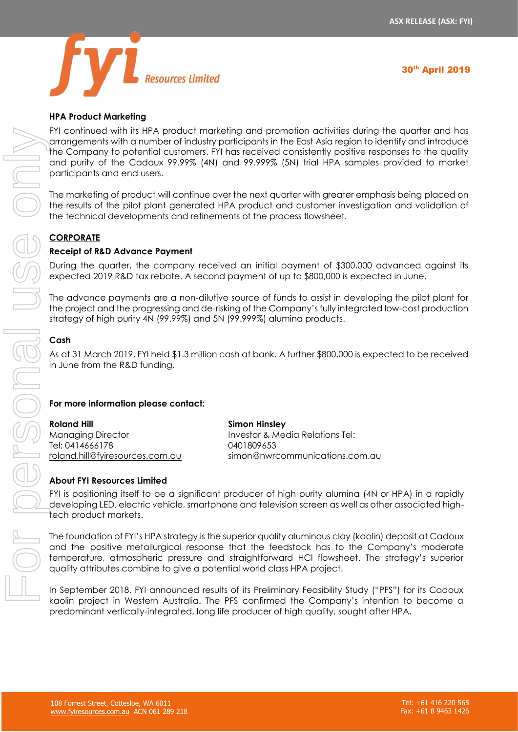### HPA Product Marketing

FYI continued with its HPA product marketing and promotion activities during the quarter and has arrangements with a number of industry participants in the East Asia region to identify and introduce the Company to potential customers. FYI has received consistently positive responses to the quality and purity of the Cadoux 99.99% (4N) and 99.999% (5N) trial HPA samples provided to market participants and end users.

The marketing of product will continue over the next quarter with greater emphasis being placed on the results of the pilot plant generated HPA product and customer investigation and validation of the technical developments and refinements of the process flowsheet.

## CORPORATE

### Receipt of R&D Advance Payment

During the quarter, the company received an initial payment of $300,000 advanced against its expected 2019 R&D tax rebate. A second payment of up to $800,000 is expected in June.

The advance payments are a non-dilutive source of funds to assist in developing the pilot plant for the project and the progressing and de-risking of the Company's fully integrated low-cost production strategy of high purity 4N (99.99%) and 5N (99.999%) alumina products.

### Cash

As at 31 March 2019, FYI held $1.3 million cash at bank. A further $800,000 is expected to be received in June from the R&D funding.

**For more information please contact:**

**Roland Hill**
Managing Director
Tel: 0414666178
roland.hill@fyiresources.com.au

**Simon Hinsley**
Investor & Media Relations Tel:
0401809653
simon@nwrcommunications.com.au

### About FYI Resources Limited

FYI is positioning itself to be a significant producer of high purity alumina (4N or HPA) in a rapidly developing LED, electric vehicle, smartphone and television screen as well as other associated high-tech product markets.

The foundation of FYI's HPA strategy is the superior quality aluminous clay (kaolin) deposit at Cadoux and the positive metallurgical response that the feedstock has to the Company's moderate temperature, atmospheric pressure and straightforward HCl flowsheet. The strategy's superior quality attributes combine to give a potential world class HPA project.

In September 2018, FYI announced results of its Preliminary Feasibility Study ("PFS") for its Cadoux kaolin project in Western Australia. The PFS confirmed the Company's intention to become a predominant vertically-integrated, long life producer of high quality, sought after HPA.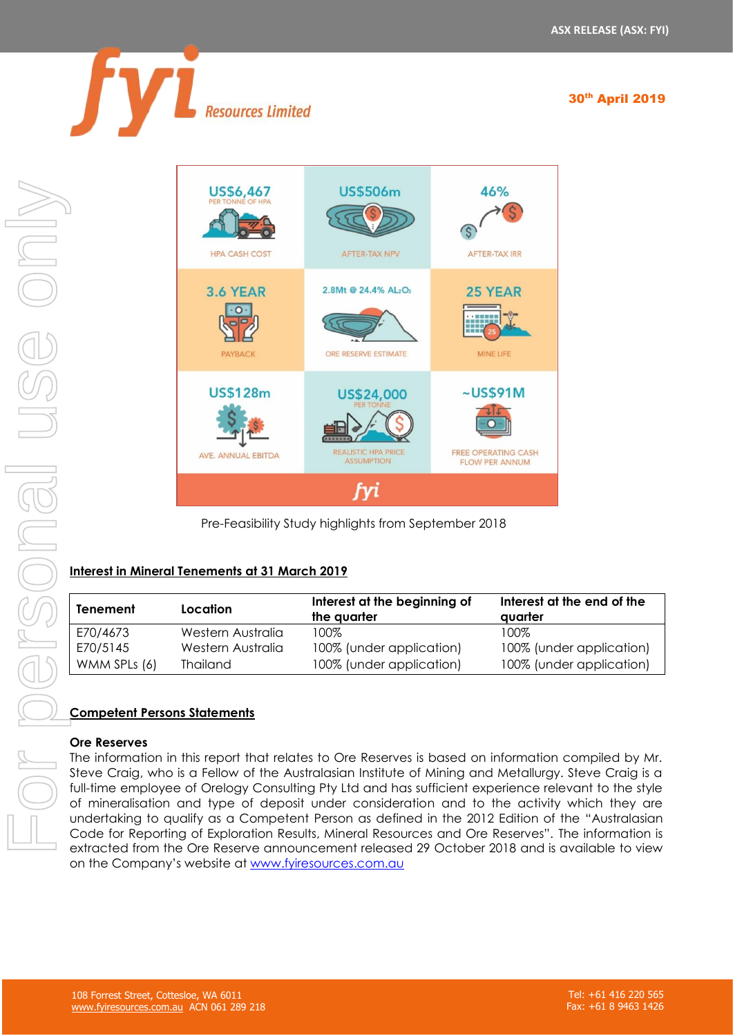| US$6,467 PER TONNE OF HPA | US$506m | 46% |
|---|---|---|
| HPA CASH COST | AFTER-TAX NPV | AFTER-TAX IRR |
| 3.6 YEAR | 2.8Mt @ 24.4% $Al_2O_3$ | 25 YEAR |
| PAYBACK | ORE RESERVE ESTIMATE | MINE LIFE |
| US$128m | US$24,000 PER TONNE | ~US$91M |
| AVE. ANNUAL EBITDA | REALISTIC HPA PRICE ASSUMPTION | FREE OPERATING CASH FLOW PER ANNUM |

Pre-Feasibility Study highlights from September 2018

**Interest in Mineral Tenements at 31 March 2019**

| Tenement | Location | Interest at the beginning of the quarter | Interest at the end of the quarter |
|---|---|---|---|
| E70/4673 | Western Australia | 100% | 100% |
| E70/5145 | Western Australia | 100% (under application) | 100% (under application) |
| WMM SPLs (6) | Thailand | 100% (under application) | 100% (under application) |

## Competent Persons Statements

### Ore Reserves

The information in this report that relates to Ore Reserves is based on information compiled by Mr. Steve Craig, who is a Fellow of the Australasian Institute of Mining and Metallurgy. Steve Craig is a full-time employee of Orelogy Consulting Pty Ltd and has sufficient experience relevant to the style of mineralisation and type of deposit under consideration and to the activity which they are undertaking to qualify as a Competent Person as defined in the 2012 Edition of the "Australasian Code for Reporting of Exploration Results, Mineral Resources and Ore Reserves". The information is extracted from the Ore Reserve announcement released 29 October 2018 and is available to view on the Company's website at www.fyiresources.com.au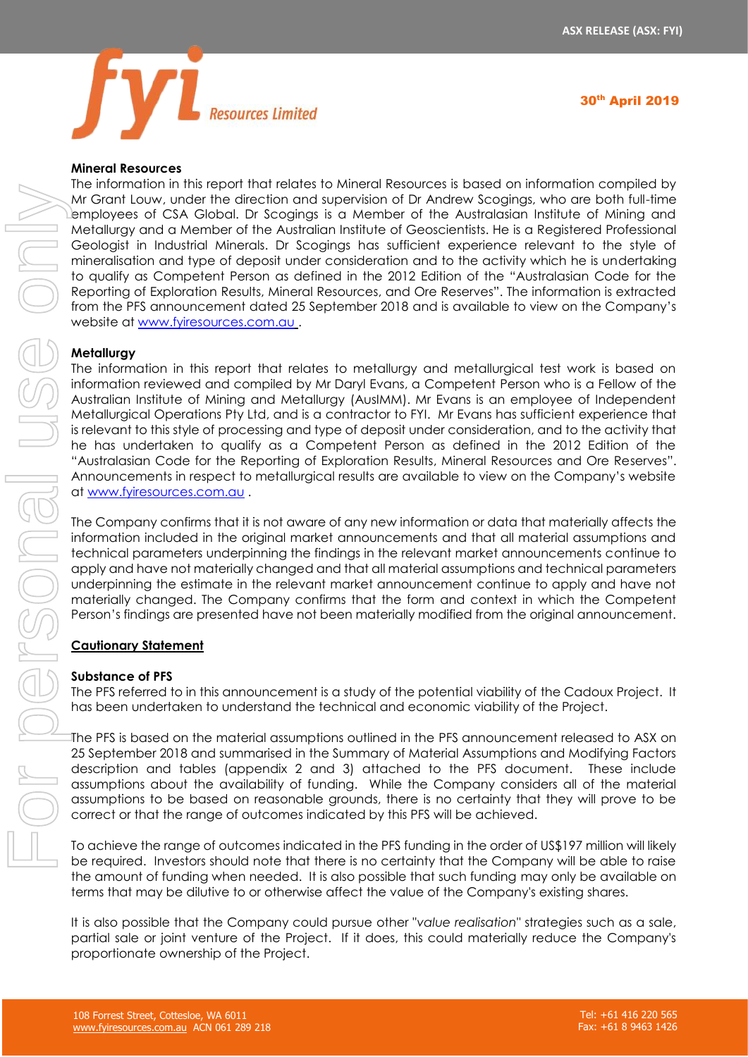**Mineral Resources**

The information in this report that relates to Mineral Resources is based on information compiled by Mr Grant Louw, under the direction and supervision of Dr Andrew Scogings, who are both full-time employees of CSA Global. Dr Scogings is a Member of the Australasian Institute of Mining and Metallurgy and a Member of the Australian Institute of Geoscientists. He is a Registered Professional Geologist in Industrial Minerals. Dr Scogings has sufficient experience relevant to the style of mineralisation and type of deposit under consideration and to the activity which he is undertaking to qualify as Competent Person as defined in the 2012 Edition of the "Australasian Code for the Reporting of Exploration Results, Mineral Resources, and Ore Reserves". The information is extracted from the PFS announcement dated 25 September 2018 and is available to view on the Company's website at www.fyiresources.com.au .

**Metallurgy**

The information in this report that relates to metallurgy and metallurgical test work is based on information reviewed and compiled by Mr Daryl Evans, a Competent Person who is a Fellow of the Australian Institute of Mining and Metallurgy (AusIMM). Mr Evans is an employee of Independent Metallurgical Operations Pty Ltd, and is a contractor to FYI. Mr Evans has sufficient experience that is relevant to this style of processing and type of deposit under consideration, and to the activity that he has undertaken to qualify as a Competent Person as defined in the 2012 Edition of the "Australasian Code for the Reporting of Exploration Results, Mineral Resources and Ore Reserves". Announcements in respect to metallurgical results are available to view on the Company's website at www.fyiresources.com.au .

The Company confirms that it is not aware of any new information or data that materially affects the information included in the original market announcements and that all material assumptions and technical parameters underpinning the findings in the relevant market announcements continue to apply and have not materially changed and that all material assumptions and technical parameters underpinning the estimate in the relevant market announcement continue to apply and have not materially changed. The Company confirms that the form and context in which the Competent Person's findings are presented have not been materially modified from the original announcement.

**Cautionary Statement**

**Substance of PFS**

The PFS referred to in this announcement is a study of the potential viability of the Cadoux Project. It has been undertaken to understand the technical and economic viability of the Project.

The PFS is based on the material assumptions outlined in the PFS announcement released to ASX on 25 September 2018 and summarised in the Summary of Material Assumptions and Modifying Factors description and tables (appendix 2 and 3) attached to the PFS document. These include assumptions about the availability of funding. While the Company considers all of the material assumptions to be based on reasonable grounds, there is no certainty that they will prove to be correct or that the range of outcomes indicated by this PFS will be achieved.

To achieve the range of outcomes indicated in the PFS funding in the order of US$197 million will likely be required. Investors should note that there is no certainty that the Company will be able to raise the amount of funding when needed. It is also possible that such funding may only be available on terms that may be dilutive to or otherwise affect the value of the Company's existing shares.

It is also possible that the Company could pursue other "*value realisation*" strategies such as a sale, partial sale or joint venture of the Project. If it does, this could materially reduce the Company's proportionate ownership of the Project.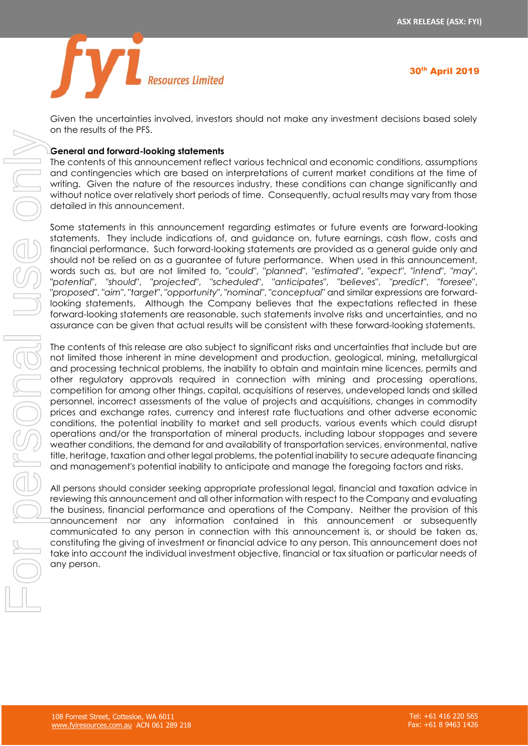Given the uncertainties involved, investors should not make any investment decisions based solely on the results of the PFS.

**General and forward-looking statements**

The contents of this announcement reflect various technical and economic conditions, assumptions and contingencies which are based on interpretations of current market conditions at the time of writing. Given the nature of the resources industry, these conditions can change significantly and without notice over relatively short periods of time. Consequently, actual results may vary from those detailed in this announcement.

Some statements in this announcement regarding estimates or future events are forward-looking statements. They include indications of, and guidance on, future earnings, cash flow, costs and financial performance. Such forward-looking statements are provided as a general guide only and should not be relied on as a guarantee of future performance. When used in this announcement, words such as, but are not limited to, "*could*", "*planned*", "*estimated*", "*expect*", "*intend*", "*may*", "*potential*", "*should*", "*projected*", "*scheduled*", "*anticipates*", "*believes*", "*predict*", "*foresee*", "*proposed*", "*aim*", "*target*", "*opportunity*", "*nominal*", "*conceptual*" and similar expressions are forward-looking statements. Although the Company believes that the expectations reflected in these forward-looking statements are reasonable, such statements involve risks and uncertainties, and no assurance can be given that actual results will be consistent with these forward-looking statements.

The contents of this release are also subject to significant risks and uncertainties that include but are not limited those inherent in mine development and production, geological, mining, metallurgical and processing technical problems, the inability to obtain and maintain mine licences, permits and other regulatory approvals required in connection with mining and processing operations, competition for among other things, capital, acquisitions of reserves, undeveloped lands and skilled personnel, incorrect assessments of the value of projects and acquisitions, changes in commodity prices and exchange rates, currency and interest rate fluctuations and other adverse economic conditions, the potential inability to market and sell products, various events which could disrupt operations and/or the transportation of mineral products, including labour stoppages and severe weather conditions, the demand for and availability of transportation services, environmental, native title, heritage, taxation and other legal problems, the potential inability to secure adequate financing and management's potential inability to anticipate and manage the foregoing factors and risks.

All persons should consider seeking appropriate professional legal, financial and taxation advice in reviewing this announcement and all other information with respect to the Company and evaluating the business, financial performance and operations of the Company. Neither the provision of this announcement nor any information contained in this announcement or subsequently communicated to any person in connection with this announcement is, or should be taken as, constituting the giving of investment or financial advice to any person. This announcement does not take into account the individual investment objective, financial or tax situation or particular needs of any person.